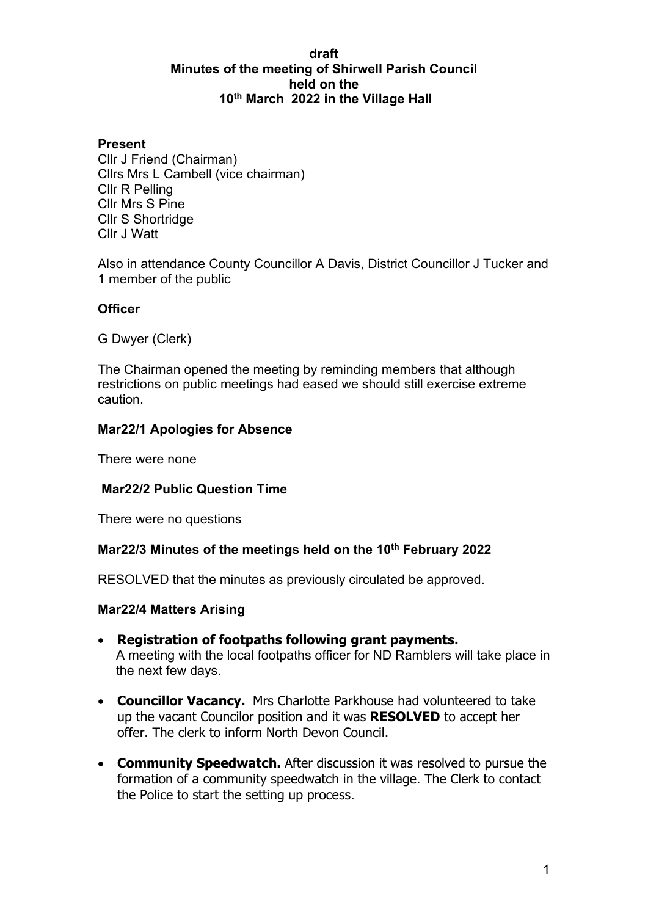**draft**
**Minutes of the meeting of Shirwell Parish Council**
**held on the**
**10th March 2022 in the Village Hall**

**Present**
Cllr J Friend (Chairman)
Cllrs Mrs L Cambell (vice chairman)
Cllr R Pelling
Cllr Mrs S Pine
Cllr S Shortridge
Cllr J Watt

Also in attendance County Councillor A Davis, District Councillor J Tucker and 1 member of the public

**Officer**

G Dwyer (Clerk)

The Chairman opened the meeting by reminding members that although restrictions on public meetings had eased we should still exercise extreme caution.

**Mar22/1 Apologies for Absence**

There were none

**Mar22/2 Public Question Time**

There were no questions

**Mar22/3 Minutes of the meetings held on the 10th February 2022**

RESOLVED that the minutes as previously circulated be approved.

**Mar22/4 Matters Arising**

- **Registration of footpaths following grant payments.** A meeting with the local footpaths officer for ND Ramblers will take place in the next few days.
- **Councillor Vacancy.** Mrs Charlotte Parkhouse had volunteered to take up the vacant Councilor position and it was **RESOLVED** to accept her offer. The clerk to inform North Devon Council.
- **Community Speedwatch.** After discussion it was resolved to pursue the formation of a community speedwatch in the village. The Clerk to contact the Police to start the setting up process.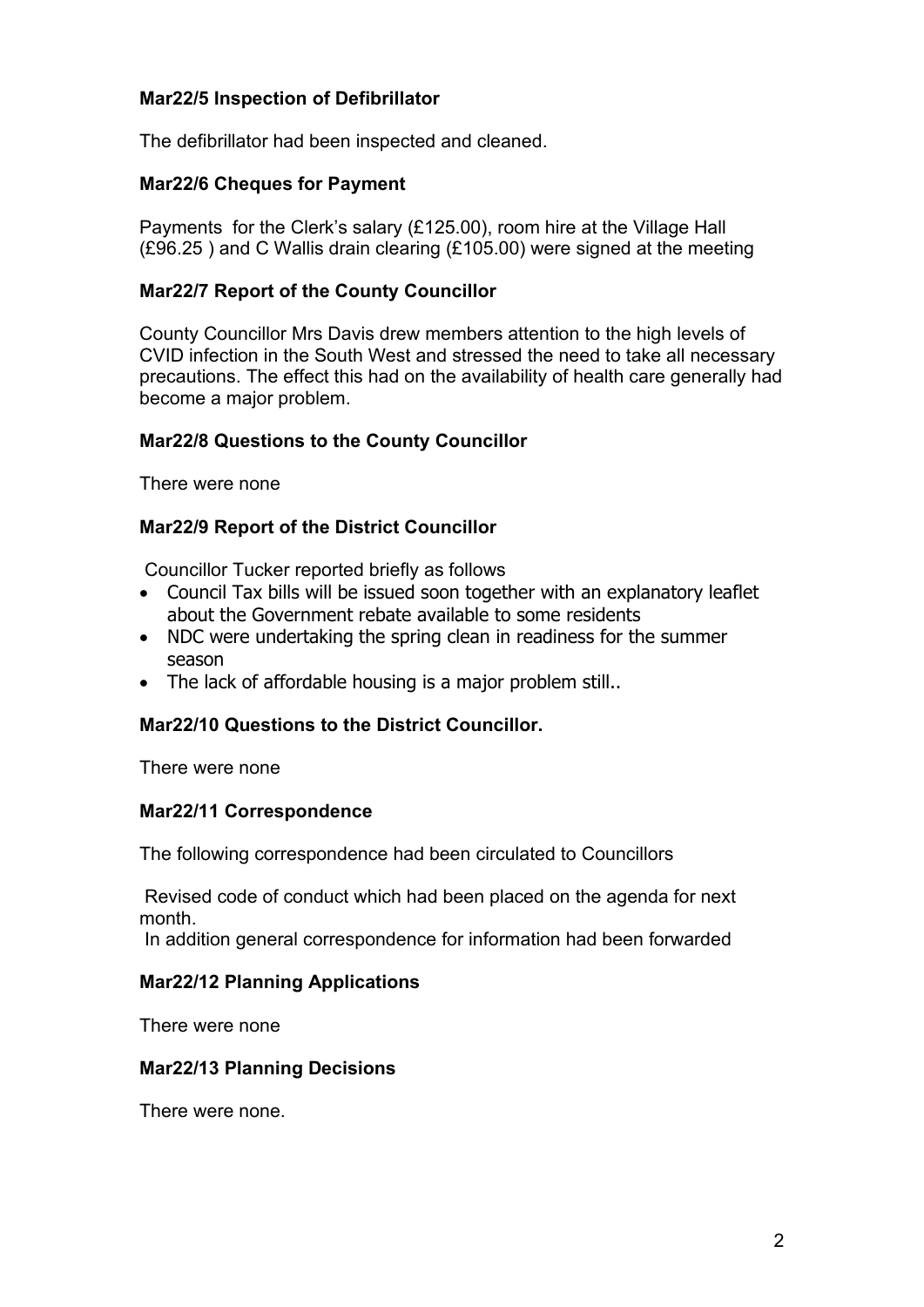### Mar22/5 Inspection of Defibrillator

The defibrillator had been inspected and cleaned.

### Mar22/6 Cheques for Payment

Payments for the Clerk's salary (£125.00), room hire at the Village Hall (£96.25 ) and C Wallis drain clearing (£105.00) were signed at the meeting

### Mar22/7 Report of the County Councillor

County Councillor Mrs Davis drew members attention to the high levels of CVID infection in the South West and stressed the need to take all necessary precautions. The effect this had on the availability of health care generally had become a major problem.

### Mar22/8 Questions to the County Councillor

There were none

### Mar22/9 Report of the District Councillor

Councillor Tucker reported briefly as follows

- Council Tax bills will be issued soon together with an explanatory leaflet about the Government rebate available to some residents
- NDC were undertaking the spring clean in readiness for the summer season
- The lack of affordable housing is a major problem still..

### Mar22/10 Questions to the District Councillor.

There were none

### Mar22/11 Correspondence

The following correspondence had been circulated to Councillors

Revised code of conduct which had been placed on the agenda for next month.
In addition general correspondence for information had been forwarded

### Mar22/12 Planning Applications

There were none

### Mar22/13 Planning Decisions

There were none.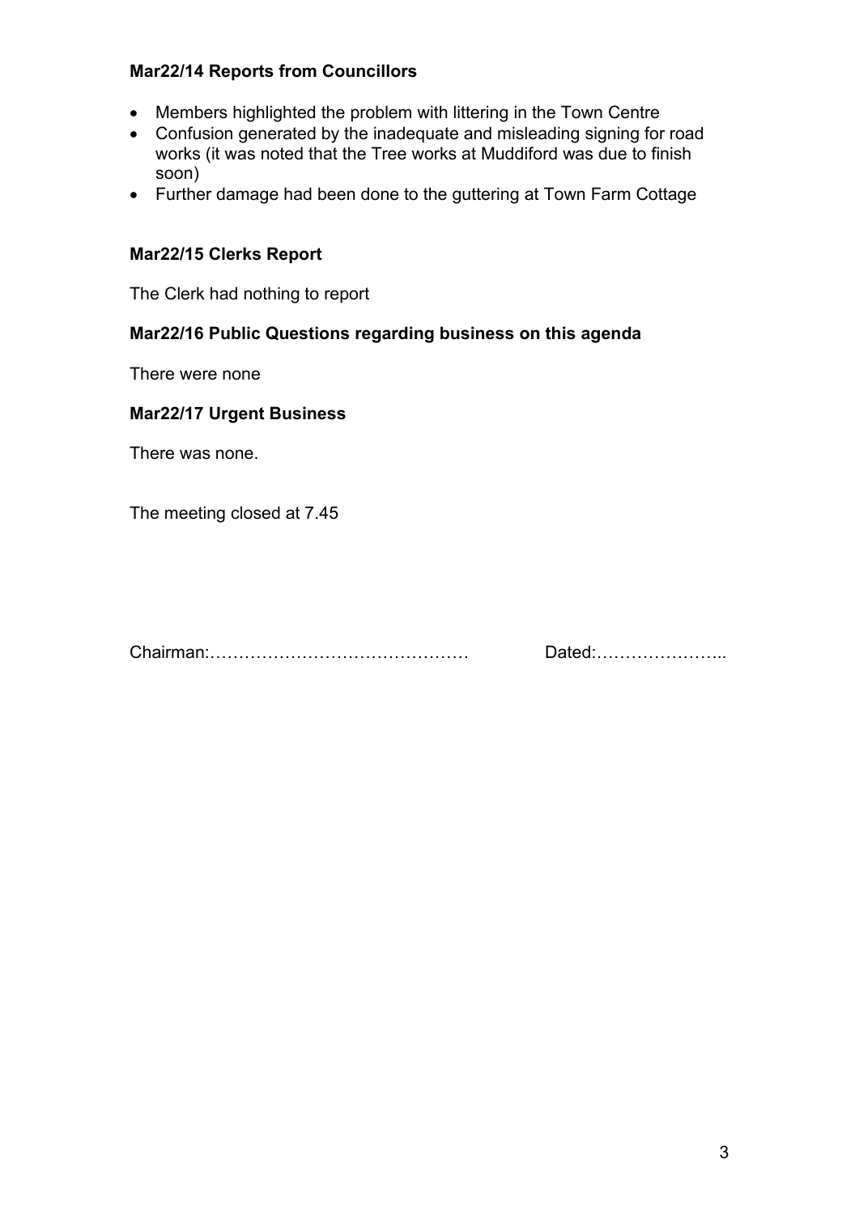**Mar22/14 Reports from Councillors**

- Members highlighted the problem with littering in the Town Centre
- Confusion generated by the inadequate and misleading signing for road works (it was noted that the Tree works at Muddiford was due to finish soon)
- Further damage had been done to the guttering at Town Farm Cottage

**Mar22/15 Clerks Report**

The Clerk had nothing to report

**Mar22/16 Public Questions regarding business on this agenda**

There were none

**Mar22/17 Urgent Business**

There was none.

The meeting closed at 7.45

Chairman:………………………………………  Dated:…………………..